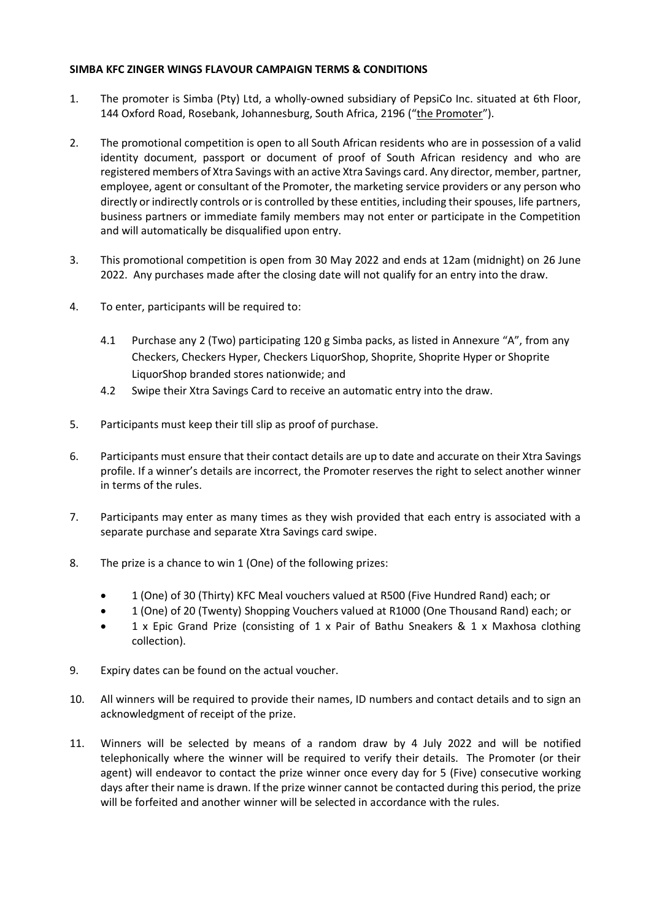**SIMBA KFC ZINGER WINGS FLAVOUR CAMPAIGN TERMS & CONDITIONS**

1. The promoter is Simba (Pty) Ltd, a wholly-owned subsidiary of PepsiCo Inc. situated at 6th Floor, 144 Oxford Road, Rosebank, Johannesburg, South Africa, 2196 ("the Promoter").

2. The promotional competition is open to all South African residents who are in possession of a valid identity document, passport or document of proof of South African residency and who are registered members of Xtra Savings with an active Xtra Savings card. Any director, member, partner, employee, agent or consultant of the Promoter, the marketing service providers or any person who directly or indirectly controls or is controlled by these entities, including their spouses, life partners, business partners or immediate family members may not enter or participate in the Competition and will automatically be disqualified upon entry.

3. This promotional competition is open from 30 May 2022 and ends at 12am (midnight) on 26 June 2022. Any purchases made after the closing date will not qualify for an entry into the draw.

4. To enter, participants will be required to:

   4.1 Purchase any 2 (Two) participating 120 g Simba packs, as listed in Annexure "A", from any Checkers, Checkers Hyper, Checkers LiquorShop, Shoprite, Shoprite Hyper or Shoprite LiquorShop branded stores nationwide; and

   4.2 Swipe their Xtra Savings Card to receive an automatic entry into the draw.

5. Participants must keep their till slip as proof of purchase.

6. Participants must ensure that their contact details are up to date and accurate on their Xtra Savings profile. If a winner's details are incorrect, the Promoter reserves the right to select another winner in terms of the rules.

7. Participants may enter as many times as they wish provided that each entry is associated with a separate purchase and separate Xtra Savings card swipe.

8. The prize is a chance to win 1 (One) of the following prizes:

   - 1 (One) of 30 (Thirty) KFC Meal vouchers valued at R500 (Five Hundred Rand) each; or
   - 1 (One) of 20 (Twenty) Shopping Vouchers valued at R1000 (One Thousand Rand) each; or
   - 1 x Epic Grand Prize (consisting of 1 x Pair of Bathu Sneakers & 1 x Maxhosa clothing collection).

9. Expiry dates can be found on the actual voucher.

10. All winners will be required to provide their names, ID numbers and contact details and to sign an acknowledgment of receipt of the prize.

11. Winners will be selected by means of a random draw by 4 July 2022 and will be notified telephonically where the winner will be required to verify their details. The Promoter (or their agent) will endeavor to contact the prize winner once every day for 5 (Five) consecutive working days after their name is drawn. If the prize winner cannot be contacted during this period, the prize will be forfeited and another winner will be selected in accordance with the rules.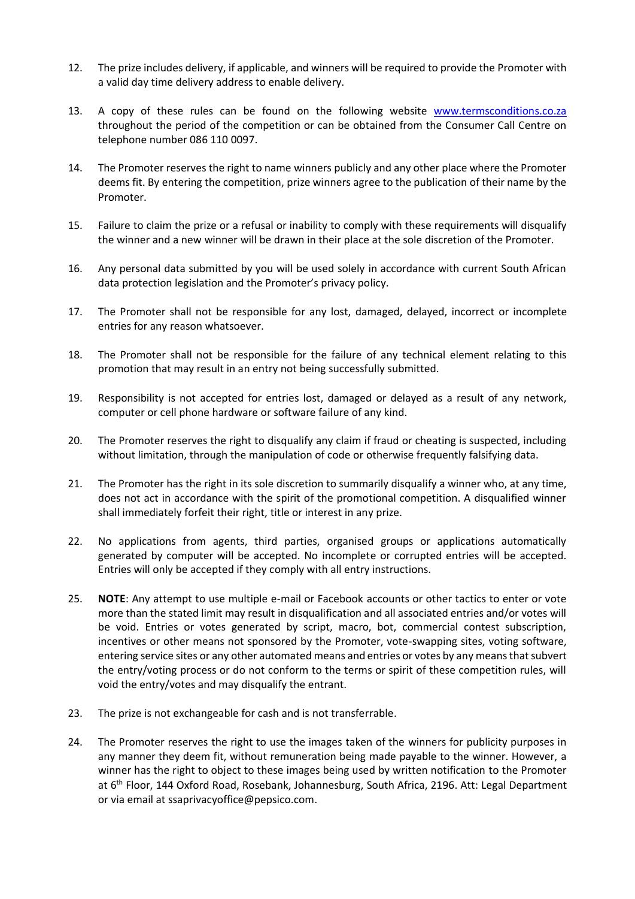12. The prize includes delivery, if applicable, and winners will be required to provide the Promoter with a valid day time delivery address to enable delivery.

13. A copy of these rules can be found on the following website [www.termsconditions.co.za](http://www.termsconditions.co.za) throughout the period of the competition or can be obtained from the Consumer Call Centre on telephone number 086 110 0097.

14. The Promoter reserves the right to name winners publicly and any other place where the Promoter deems fit. By entering the competition, prize winners agree to the publication of their name by the Promoter.

15. Failure to claim the prize or a refusal or inability to comply with these requirements will disqualify the winner and a new winner will be drawn in their place at the sole discretion of the Promoter.

16. Any personal data submitted by you will be used solely in accordance with current South African data protection legislation and the Promoter's privacy policy.

17. The Promoter shall not be responsible for any lost, damaged, delayed, incorrect or incomplete entries for any reason whatsoever.

18. The Promoter shall not be responsible for the failure of any technical element relating to this promotion that may result in an entry not being successfully submitted.

19. Responsibility is not accepted for entries lost, damaged or delayed as a result of any network, computer or cell phone hardware or software failure of any kind.

20. The Promoter reserves the right to disqualify any claim if fraud or cheating is suspected, including without limitation, through the manipulation of code or otherwise frequently falsifying data.

21. The Promoter has the right in its sole discretion to summarily disqualify a winner who, at any time, does not act in accordance with the spirit of the promotional competition. A disqualified winner shall immediately forfeit their right, title or interest in any prize.

22. No applications from agents, third parties, organised groups or applications automatically generated by computer will be accepted. No incomplete or corrupted entries will be accepted. Entries will only be accepted if they comply with all entry instructions.

25. **NOTE**: Any attempt to use multiple e-mail or Facebook accounts or other tactics to enter or vote more than the stated limit may result in disqualification and all associated entries and/or votes will be void. Entries or votes generated by script, macro, bot, commercial contest subscription, incentives or other means not sponsored by the Promoter, vote-swapping sites, voting software, entering service sites or any other automated means and entries or votes by any means that subvert the entry/voting process or do not conform to the terms or spirit of these competition rules, will void the entry/votes and may disqualify the entrant.

23. The prize is not exchangeable for cash and is not transferrable.

24. The Promoter reserves the right to use the images taken of the winners for publicity purposes in any manner they deem fit, without remuneration being made payable to the winner. However, a winner has the right to object to these images being used by written notification to the Promoter at 6th Floor, 144 Oxford Road, Rosebank, Johannesburg, South Africa, 2196. Att: Legal Department or via email at ssaprivacyoffice@pepsico.com.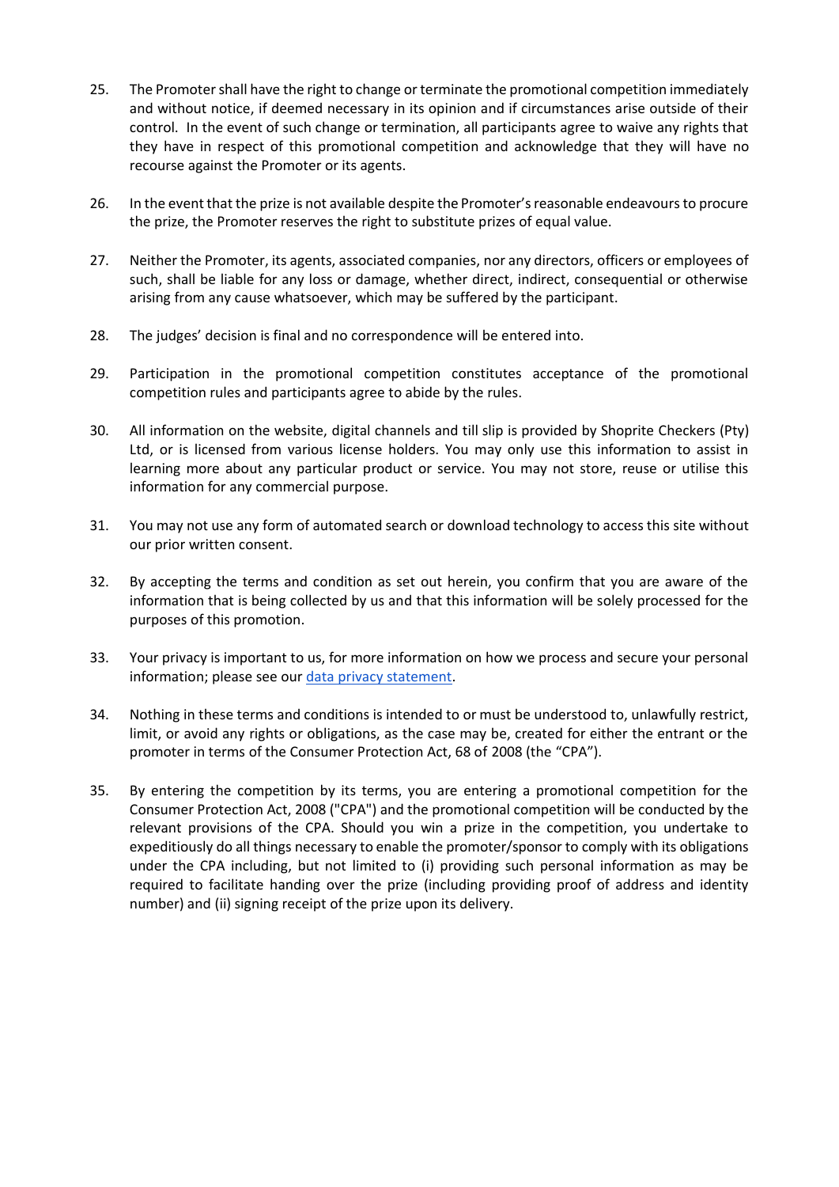25. The Promoter shall have the right to change or terminate the promotional competition immediately and without notice, if deemed necessary in its opinion and if circumstances arise outside of their control. In the event of such change or termination, all participants agree to waive any rights that they have in respect of this promotional competition and acknowledge that they will have no recourse against the Promoter or its agents.

26. In the event that the prize is not available despite the Promoter's reasonable endeavours to procure the prize, the Promoter reserves the right to substitute prizes of equal value.

27. Neither the Promoter, its agents, associated companies, nor any directors, officers or employees of such, shall be liable for any loss or damage, whether direct, indirect, consequential or otherwise arising from any cause whatsoever, which may be suffered by the participant.

28. The judges' decision is final and no correspondence will be entered into.

29. Participation in the promotional competition constitutes acceptance of the promotional competition rules and participants agree to abide by the rules.

30. All information on the website, digital channels and till slip is provided by Shoprite Checkers (Pty) Ltd, or is licensed from various license holders. You may only use this information to assist in learning more about any particular product or service. You may not store, reuse or utilise this information for any commercial purpose.

31. You may not use any form of automated search or download technology to access this site without our prior written consent.

32. By accepting the terms and condition as set out herein, you confirm that you are aware of the information that is being collected by us and that this information will be solely processed for the purposes of this promotion.

33. Your privacy is important to us, for more information on how we process and secure your personal information; please see our data privacy statement.

34. Nothing in these terms and conditions is intended to or must be understood to, unlawfully restrict, limit, or avoid any rights or obligations, as the case may be, created for either the entrant or the promoter in terms of the Consumer Protection Act, 68 of 2008 (the "CPA").

35. By entering the competition by its terms, you are entering a promotional competition for the Consumer Protection Act, 2008 ("CPA") and the promotional competition will be conducted by the relevant provisions of the CPA. Should you win a prize in the competition, you undertake to expeditiously do all things necessary to enable the promoter/sponsor to comply with its obligations under the CPA including, but not limited to (i) providing such personal information as may be required to facilitate handing over the prize (including providing proof of address and identity number) and (ii) signing receipt of the prize upon its delivery.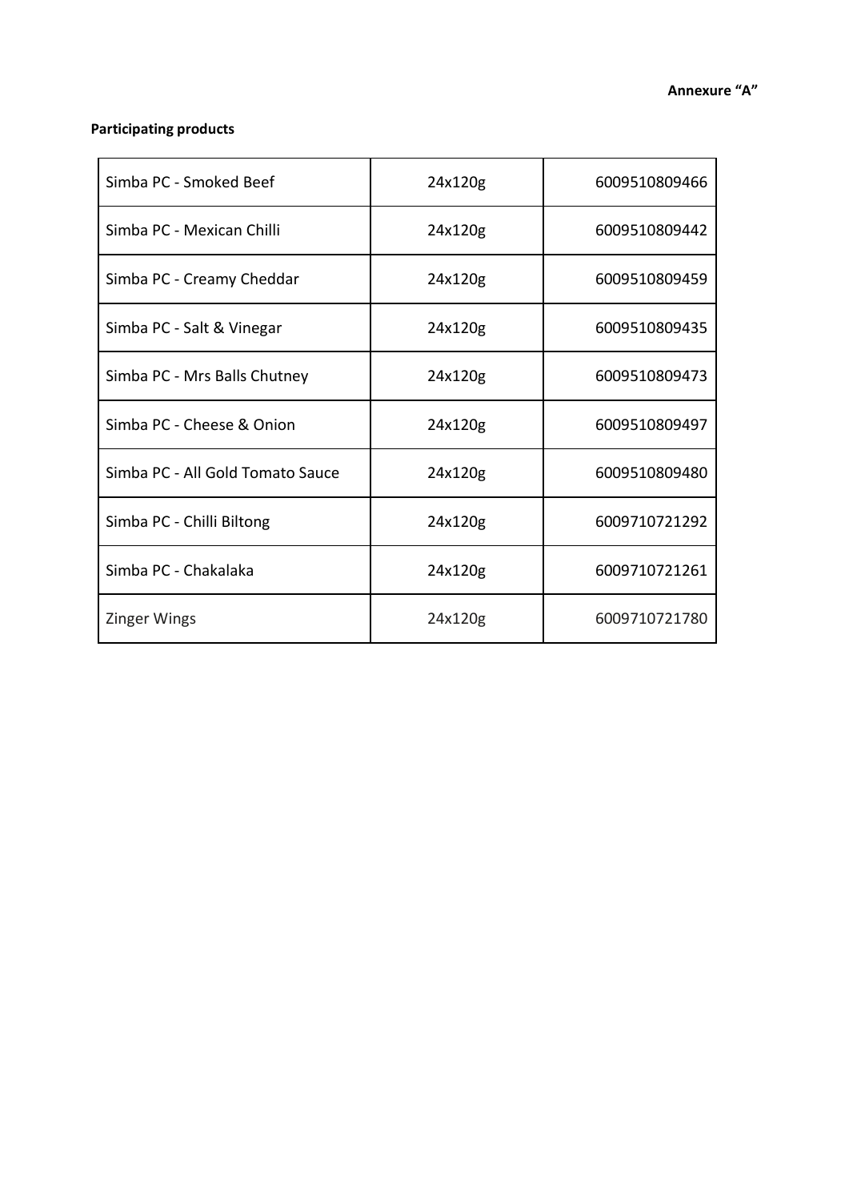**Annexure “A”**

**Participating products**

| | | |
|---|---|---|
| Simba PC - Smoked Beef | 24x120g | 6009510809466 |
| Simba PC - Mexican Chilli | 24x120g | 6009510809442 |
| Simba PC - Creamy Cheddar | 24x120g | 6009510809459 |
| Simba PC - Salt & Vinegar | 24x120g | 6009510809435 |
| Simba PC - Mrs Balls Chutney | 24x120g | 6009510809473 |
| Simba PC - Cheese & Onion | 24x120g | 6009510809497 |
| Simba PC - All Gold Tomato Sauce | 24x120g | 6009510809480 |
| Simba PC - Chilli Biltong | 24x120g | 6009710721292 |
| Simba PC - Chakalaka | 24x120g | 6009710721261 |
| Zinger Wings | 24x120g | 6009710721780 |